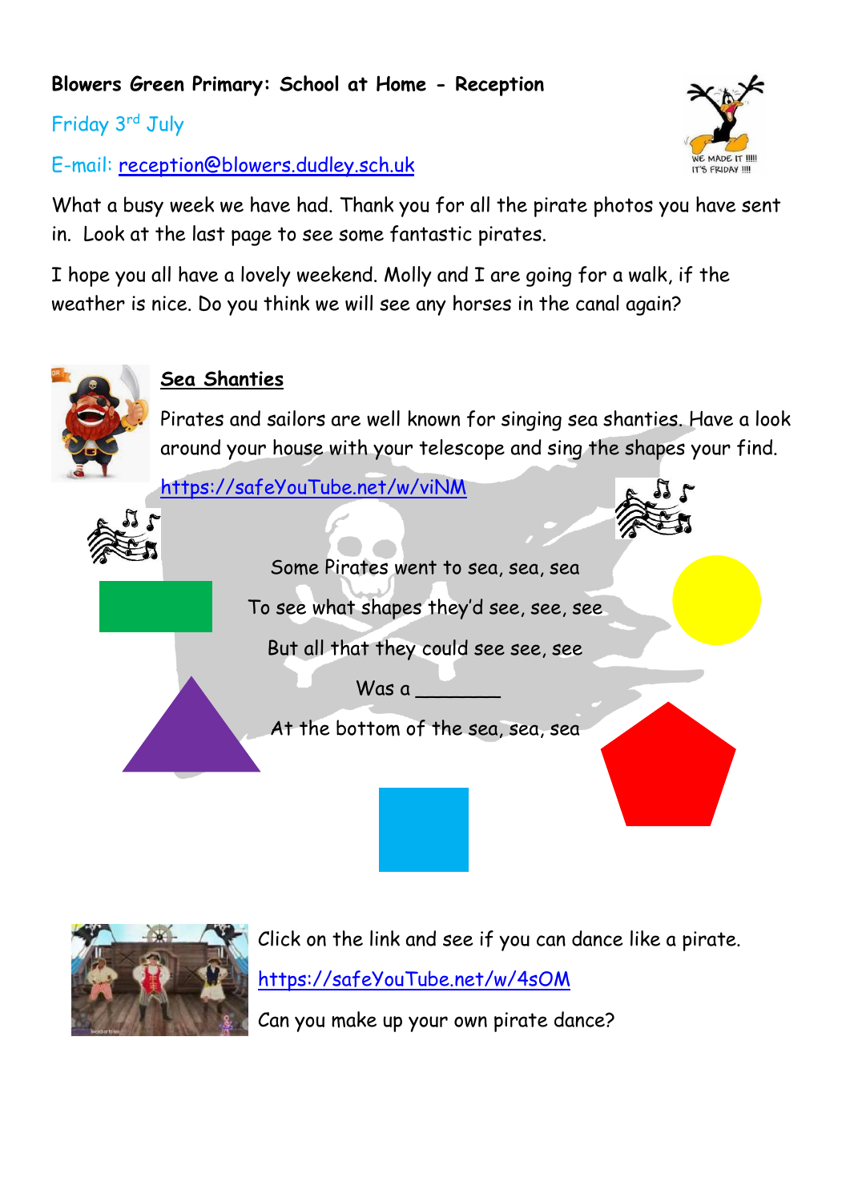**Blowers Green Primary: School at Home - Reception**

Friday 3rd July

E-mail: reception@blowers.dudley.sch.uk

What a busy week we have had. Thank you for all the pirate photos you have sent in. Look at the last page to see some fantastic pirates.

I hope you all have a lovely weekend. Molly and I are going for a walk, if the weather is nice. Do you think we will see any horses in the canal again?

## Sea Shanties

Pirates and sailors are well known for singing sea shanties. Have a look around your house with your telescope and sing the shapes your find.

https://safeYouTube.net/w/viNM

Some Pirates went to sea, sea, sea

To see what shapes they'd see, see, see

But all that they could see see, see

Was a _______

At the bottom of the sea, sea, sea

Click on the link and see if you can dance like a pirate.

https://safeYouTube.net/w/4sOM

Can you make up your own pirate dance?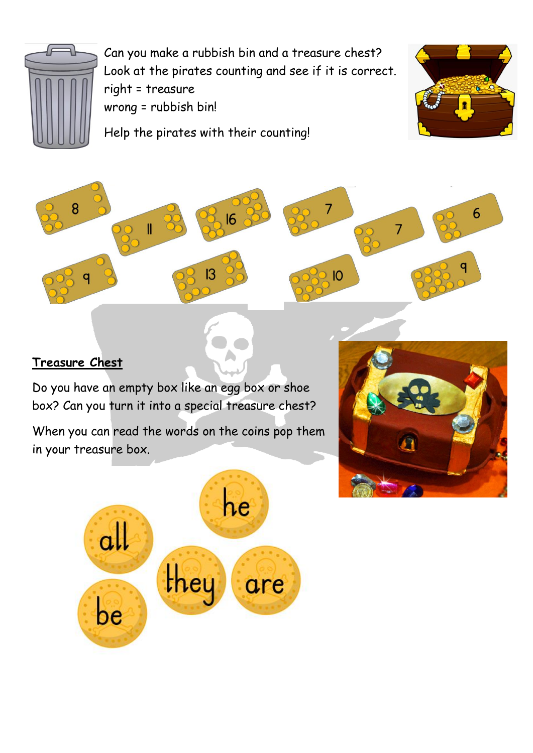Can you make a rubbish bin and a treasure chest?
Look at the pirates counting and see if it is correct.
right = treasure
wrong = rubbish bin!

Help the pirates with their counting!

8 11 16 7 7 6

9 13 10 9

## Treasure Chest

Do you have an empty box like an egg box or shoe box? Can you turn it into a special treasure chest?

When you can read the words on the coins pop them in your treasure box.

he all they are be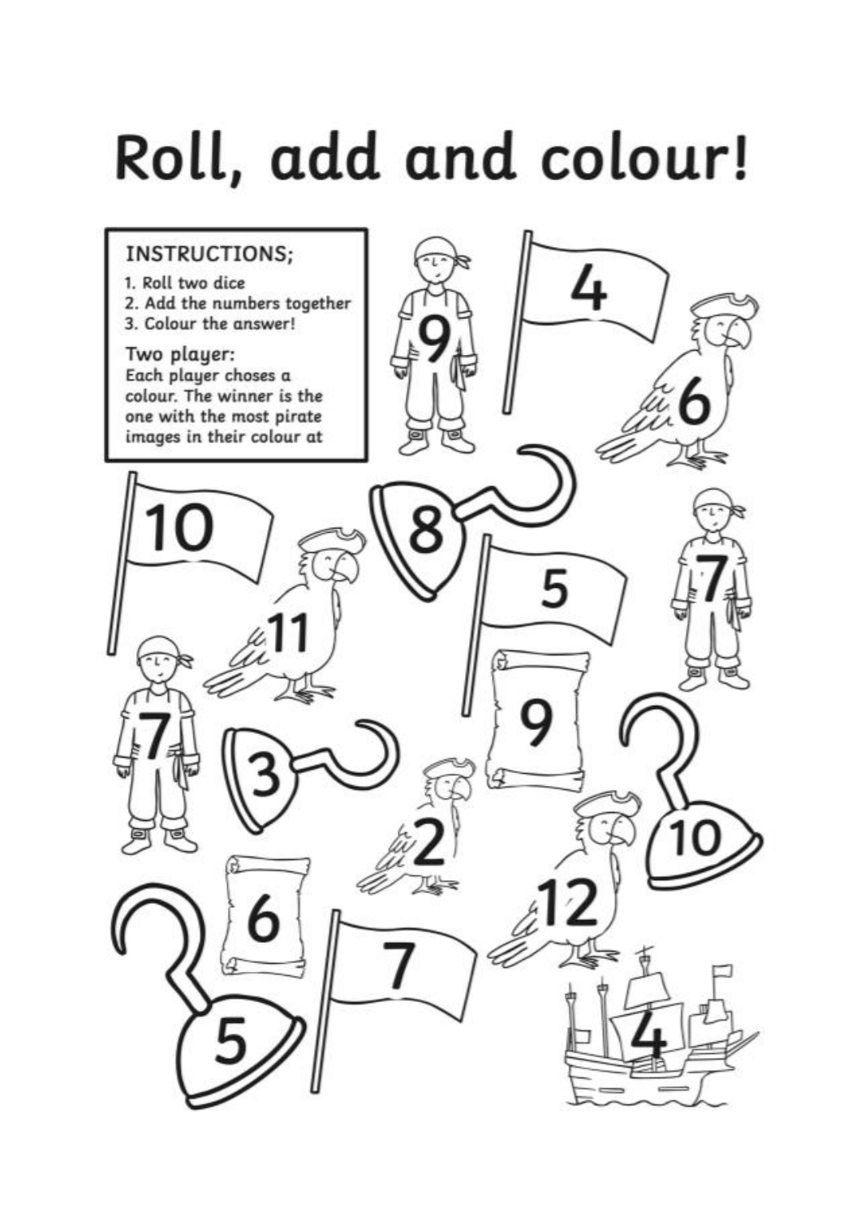# Roll, add and colour!

**INSTRUCTIONS;**

1. Roll two dice
2. Add the numbers together
3. Colour the answer!

Two player:
Each player choses a colour. The winner is the one with the most pirate images in their colour at

9 4 6 10 8 5 7 11 7 9 3 2 10 12 6 7 5 4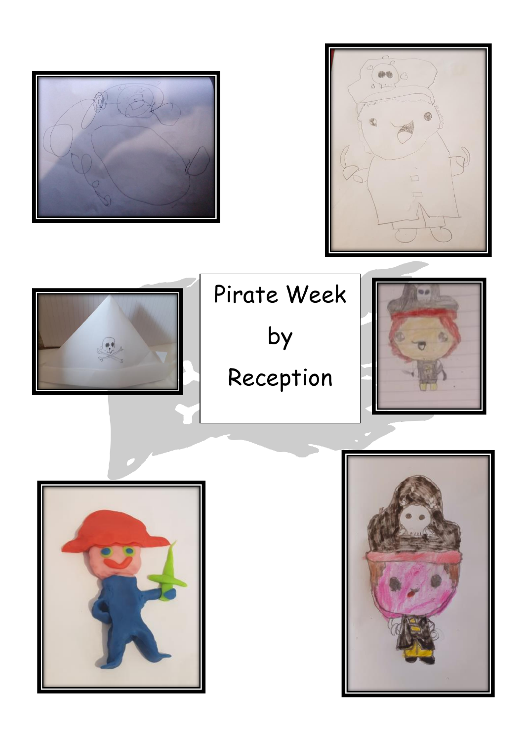Pirate Week

by

Reception